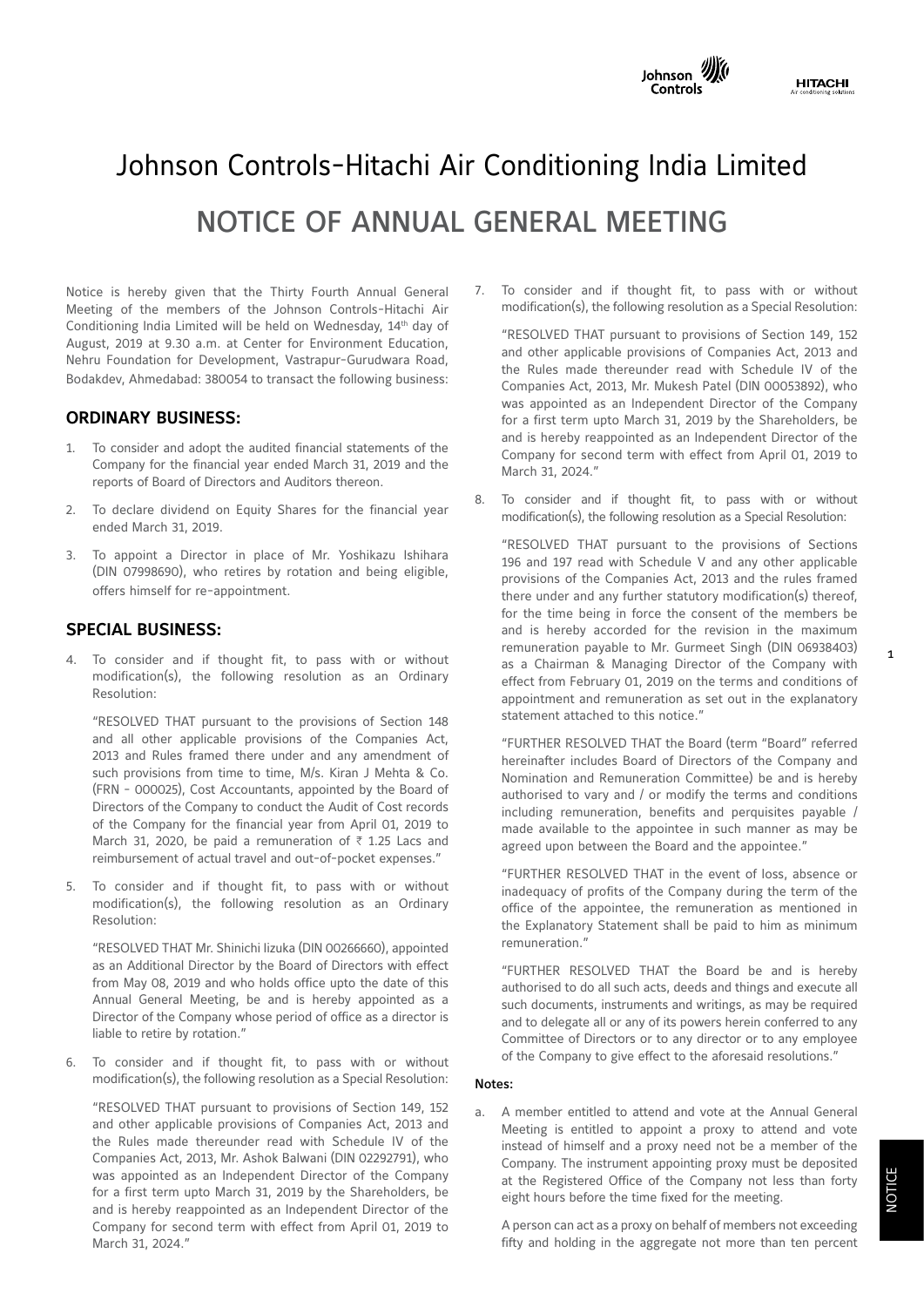# Johnson Controls-Hitachi Air Conditioning India Limited

# NOTICE OF ANNUAL GENERAL MEETING

Notice is hereby given that the Thirty Fourth Annual General Meeting of the members of the Johnson Controls-Hitachi Air Conditioning India Limited will be held on Wednesday, 14th day of August, 2019 at 9.30 a.m. at Center for Environment Education, Nehru Foundation for Development, Vastrapur-Gurudwara Road, Bodakdev, Ahmedabad: 380054 to transact the following business:

## ORDINARY BUSINESS:

1. To consider and adopt the audited financial statements of the Company for the financial year ended March 31, 2019 and the reports of Board of Directors and Auditors thereon.

2. To declare dividend on Equity Shares for the financial year ended March 31, 2019.

3. To appoint a Director in place of Mr. Yoshikazu Ishihara (DIN 07998690), who retires by rotation and being eligible, offers himself for re-appointment.

## SPECIAL BUSINESS:

4. To consider and if thought fit, to pass with or without modification(s), the following resolution as an Ordinary Resolution:

   "RESOLVED THAT pursuant to the provisions of Section 148 and all other applicable provisions of the Companies Act, 2013 and Rules framed there under and any amendment of such provisions from time to time, M/s. Kiran J Mehta & Co. (FRN - 000025), Cost Accountants, appointed by the Board of Directors of the Company to conduct the Audit of Cost records of the Company for the financial year from April 01, 2019 to March 31, 2020, be paid a remuneration of ₹ 1.25 Lacs and reimbursement of actual travel and out-of-pocket expenses."

5. To consider and if thought fit, to pass with or without modification(s), the following resolution as an Ordinary Resolution:

   "RESOLVED THAT Mr. Shinichi Iizuka (DIN 00266660), appointed as an Additional Director by the Board of Directors with effect from May 08, 2019 and who holds office upto the date of this Annual General Meeting, be and is hereby appointed as a Director of the Company whose period of office as a director is liable to retire by rotation."

6. To consider and if thought fit, to pass with or without modification(s), the following resolution as a Special Resolution:

   "RESOLVED THAT pursuant to provisions of Section 149, 152 and other applicable provisions of Companies Act, 2013 and the Rules made thereunder read with Schedule IV of the Companies Act, 2013, Mr. Ashok Balwani (DIN 02292791), who was appointed as an Independent Director of the Company for a first term upto March 31, 2019 by the Shareholders, be and is hereby reappointed as an Independent Director of the Company for second term with effect from April 01, 2019 to March 31, 2024."

7. To consider and if thought fit, to pass with or without modification(s), the following resolution as a Special Resolution:

   "RESOLVED THAT pursuant to provisions of Section 149, 152 and other applicable provisions of Companies Act, 2013 and the Rules made thereunder read with Schedule IV of the Companies Act, 2013, Mr. Mukesh Patel (DIN 00053892), who was appointed as an Independent Director of the Company for a first term upto March 31, 2019 by the Shareholders, be and is hereby reappointed as an Independent Director of the Company for second term with effect from April 01, 2019 to March 31, 2024."

8. To consider and if thought fit, to pass with or without modification(s), the following resolution as a Special Resolution:

   "RESOLVED THAT pursuant to the provisions of Sections 196 and 197 read with Schedule V and any other applicable provisions of the Companies Act, 2013 and the rules framed there under and any further statutory modification(s) thereof, for the time being in force the consent of the members be and is hereby accorded for the revision in the maximum remuneration payable to Mr. Gurmeet Singh (DIN 06938403) as a Chairman & Managing Director of the Company with effect from February 01, 2019 on the terms and conditions of appointment and remuneration as set out in the explanatory statement attached to this notice."

   "FURTHER RESOLVED THAT the Board (term "Board" referred hereinafter includes Board of Directors of the Company and Nomination and Remuneration Committee) be and is hereby authorised to vary and / or modify the terms and conditions including remuneration, benefits and perquisites payable / made available to the appointee in such manner as may be agreed upon between the Board and the appointee."

   "FURTHER RESOLVED THAT in the event of loss, absence or inadequacy of profits of the Company during the term of the office of the appointee, the remuneration as mentioned in the Explanatory Statement shall be paid to him as minimum remuneration."

   "FURTHER RESOLVED THAT the Board be and is hereby authorised to do all such acts, deeds and things and execute all such documents, instruments and writings, as may be required and to delegate all or any of its powers herein conferred to any Committee of Directors or to any director or to any employee of the Company to give effect to the aforesaid resolutions."

**Notes:**

a. A member entitled to attend and vote at the Annual General Meeting is entitled to appoint a proxy to attend and vote instead of himself and a proxy need not be a member of the Company. The instrument appointing proxy must be deposited at the Registered Office of the Company not less than forty eight hours before the time fixed for the meeting.

   A person can act as a proxy on behalf of members not exceeding fifty and holding in the aggregate not more than ten percent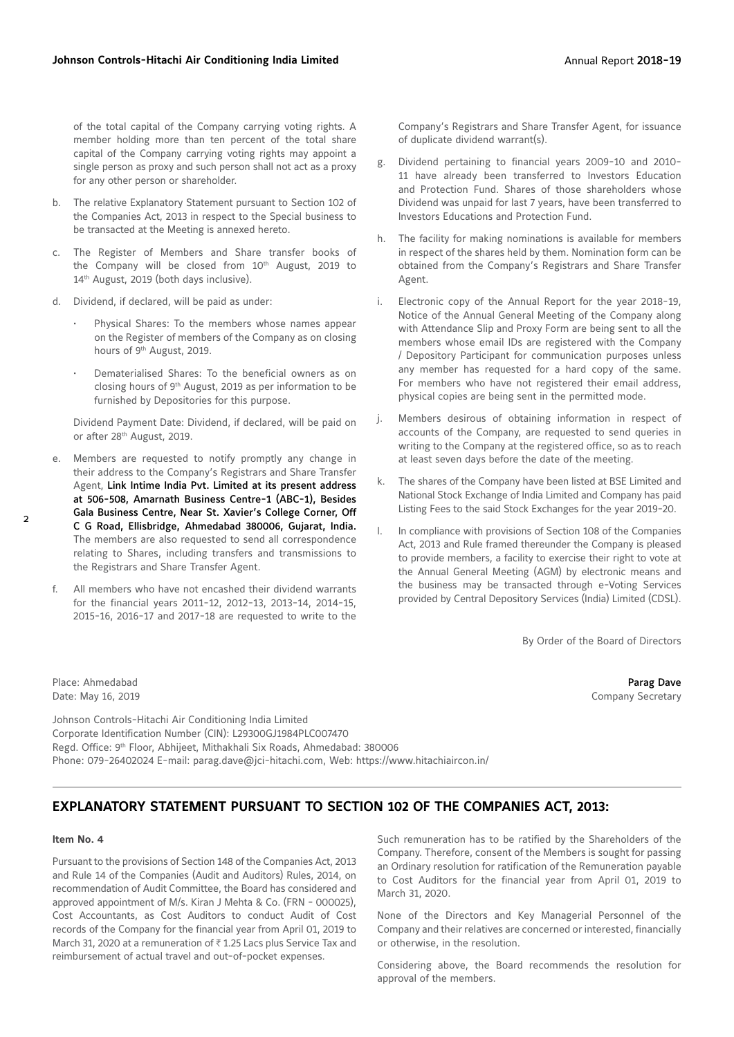of the total capital of the Company carrying voting rights. A member holding more than ten percent of the total share capital of the Company carrying voting rights may appoint a single person as proxy and such person shall not act as a proxy for any other person or shareholder.

b. The relative Explanatory Statement pursuant to Section 102 of the Companies Act, 2013 in respect to the Special business to be transacted at the Meeting is annexed hereto.

c. The Register of Members and Share transfer books of the Company will be closed from 10th August, 2019 to 14th August, 2019 (both days inclusive).

d. Dividend, if declared, will be paid as under:

   - Physical Shares: To the members whose names appear on the Register of members of the Company as on closing hours of 9th August, 2019.
   - Dematerialised Shares: To the beneficial owners as on closing hours of 9th August, 2019 as per information to be furnished by Depositories for this purpose.

   Dividend Payment Date: Dividend, if declared, will be paid on or after 28th August, 2019.

e. Members are requested to notify promptly any change in their address to the Company's Registrars and Share Transfer Agent, **Link Intime India Pvt. Limited at its present address at 506-508, Amarnath Business Centre-1 (ABC-1), Besides Gala Business Centre, Near St. Xavier's College Corner, Off C G Road, Ellisbridge, Ahmedabad 380006, Gujarat, India.** The members are also requested to send all correspondence relating to Shares, including transfers and transmissions to the Registrars and Share Transfer Agent.

f. All members who have not encashed their dividend warrants for the financial years 2011-12, 2012-13, 2013-14, 2014-15, 2015-16, 2016-17 and 2017-18 are requested to write to the Company's Registrars and Share Transfer Agent, for issuance of duplicate dividend warrant(s).

g. Dividend pertaining to financial years 2009-10 and 2010-11 have already been transferred to Investors Education and Protection Fund. Shares of those shareholders whose Dividend was unpaid for last 7 years, have been transferred to Investors Educations and Protection Fund.

h. The facility for making nominations is available for members in respect of the shares held by them. Nomination form can be obtained from the Company's Registrars and Share Transfer Agent.

i. Electronic copy of the Annual Report for the year 2018-19, Notice of the Annual General Meeting of the Company along with Attendance Slip and Proxy Form are being sent to all the members whose email IDs are registered with the Company / Depository Participant for communication purposes unless any member has requested for a hard copy of the same. For members who have not registered their email address, physical copies are being sent in the permitted mode.

j. Members desirous of obtaining information in respect of accounts of the Company, are requested to send queries in writing to the Company at the registered office, so as to reach at least seven days before the date of the meeting.

k. The shares of the Company have been listed at BSE Limited and National Stock Exchange of India Limited and Company has paid Listing Fees to the said Stock Exchanges for the year 2019-20.

l. In compliance with provisions of Section 108 of the Companies Act, 2013 and Rule framed thereunder the Company is pleased to provide members, a facility to exercise their right to vote at the Annual General Meeting (AGM) by electronic means and the business may be transacted through e-Voting Services provided by Central Depository Services (India) Limited (CDSL).

By Order of the Board of Directors

Place: Ahmedabad
Date: May 16, 2019

**Parag Dave**
Company Secretary

Johnson Controls-Hitachi Air Conditioning India Limited
Corporate Identification Number (CIN): L29300GJ1984PLC007470
Regd. Office: 9th Floor, Abhijeet, Mithakhali Six Roads, Ahmedabad: 380006
Phone: 079-26402024 E-mail: parag.dave@jci-hitachi.com, Web: https://www.hitachiaircon.in/

## EXPLANATORY STATEMENT PURSUANT TO SECTION 102 OF THE COMPANIES ACT, 2013:

**Item No. 4**

Pursuant to the provisions of Section 148 of the Companies Act, 2013 and Rule 14 of the Companies (Audit and Auditors) Rules, 2014, on recommendation of Audit Committee, the Board has considered and approved appointment of M/s. Kiran J Mehta & Co. (FRN - 000025), Cost Accountants, as Cost Auditors to conduct Audit of Cost records of the Company for the financial year from April 01, 2019 to March 31, 2020 at a remuneration of ₹ 1.25 Lacs plus Service Tax and reimbursement of actual travel and out-of-pocket expenses.

Such remuneration has to be ratified by the Shareholders of the Company. Therefore, consent of the Members is sought for passing an Ordinary resolution for ratification of the Remuneration payable to Cost Auditors for the financial year from April 01, 2019 to March 31, 2020.

None of the Directors and Key Managerial Personnel of the Company and their relatives are concerned or interested, financially or otherwise, in the resolution.

Considering above, the Board recommends the resolution for approval of the members.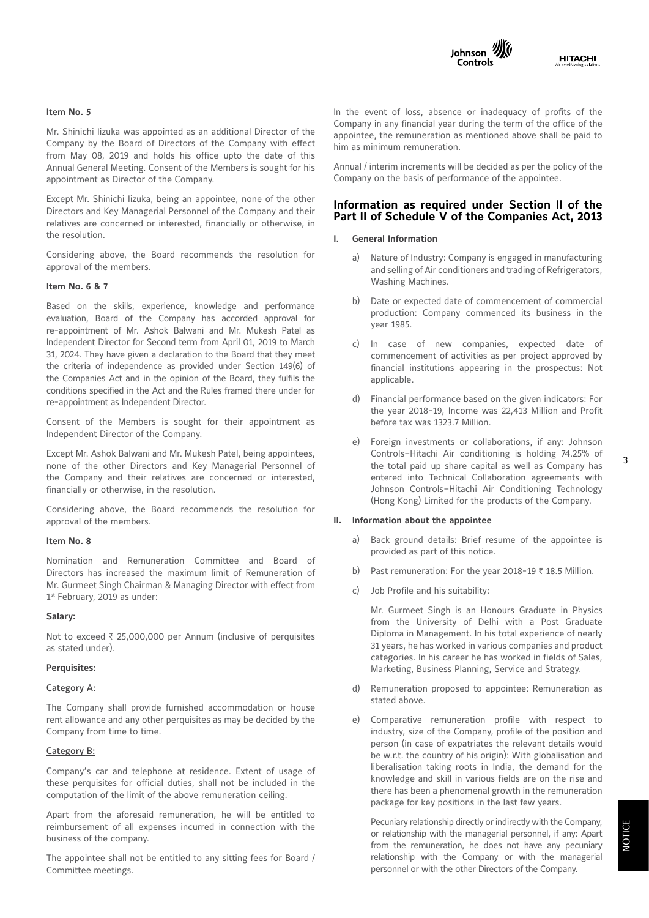**Item No. 5**

Mr. Shinichi Iizuka was appointed as an additional Director of the Company by the Board of Directors of the Company with effect from May 08, 2019 and holds his office upto the date of this Annual General Meeting. Consent of the Members is sought for his appointment as Director of the Company.

Except Mr. Shinichi Iizuka, being an appointee, none of the other Directors and Key Managerial Personnel of the Company and their relatives are concerned or interested, financially or otherwise, in the resolution.

Considering above, the Board recommends the resolution for approval of the members.

**Item No. 6 & 7**

Based on the skills, experience, knowledge and performance evaluation, Board of the Company has accorded approval for re-appointment of Mr. Ashok Balwani and Mr. Mukesh Patel as Independent Director for Second term from April 01, 2019 to March 31, 2024. They have given a declaration to the Board that they meet the criteria of independence as provided under Section 149(6) of the Companies Act and in the opinion of the Board, they fulfils the conditions specified in the Act and the Rules framed there under for re-appointment as Independent Director.

Consent of the Members is sought for their appointment as Independent Director of the Company.

Except Mr. Ashok Balwani and Mr. Mukesh Patel, being appointees, none of the other Directors and Key Managerial Personnel of the Company and their relatives are concerned or interested, financially or otherwise, in the resolution.

Considering above, the Board recommends the resolution for approval of the members.

**Item No. 8**

Nomination and Remuneration Committee and Board of Directors has increased the maximum limit of Remuneration of Mr. Gurmeet Singh Chairman & Managing Director with effect from 1st February, 2019 as under:

**Salary:**

Not to exceed ₹ 25,000,000 per Annum (inclusive of perquisites as stated under).

**Perquisites:**

Category A:

The Company shall provide furnished accommodation or house rent allowance and any other perquisites as may be decided by the Company from time to time.

Category B:

Company's car and telephone at residence. Extent of usage of these perquisites for official duties, shall not be included in the computation of the limit of the above remuneration ceiling.

Apart from the aforesaid remuneration, he will be entitled to reimbursement of all expenses incurred in connection with the business of the company.

The appointee shall not be entitled to any sitting fees for Board / Committee meetings.

In the event of loss, absence or inadequacy of profits of the Company in any financial year during the term of the office of the appointee, the remuneration as mentioned above shall be paid to him as minimum remuneration.

Annual / interim increments will be decided as per the policy of the Company on the basis of performance of the appointee.

## Information as required under Section II of the Part II of Schedule V of the Companies Act, 2013

**I. General Information**

a) Nature of Industry: Company is engaged in manufacturing and selling of Air conditioners and trading of Refrigerators, Washing Machines.

b) Date or expected date of commencement of commercial production: Company commenced its business in the year 1985.

c) In case of new companies, expected date of commencement of activities as per project approved by financial institutions appearing in the prospectus: Not applicable.

d) Financial performance based on the given indicators: For the year 2018-19, Income was 22,413 Million and Profit before tax was 1323.7 Million.

e) Foreign investments or collaborations, if any: Johnson Controls-Hitachi Air conditioning is holding 74.25% of the total paid up share capital as well as Company has entered into Technical Collaboration agreements with Johnson Controls-Hitachi Air Conditioning Technology (Hong Kong) Limited for the products of the Company.

**II. Information about the appointee**

a) Back ground details: Brief resume of the appointee is provided as part of this notice.

b) Past remuneration: For the year 2018-19 ₹ 18.5 Million.

c) Job Profile and his suitability:

Mr. Gurmeet Singh is an Honours Graduate in Physics from the University of Delhi with a Post Graduate Diploma in Management. In his total experience of nearly 31 years, he has worked in various companies and product categories. In his career he has worked in fields of Sales, Marketing, Business Planning, Service and Strategy.

d) Remuneration proposed to appointee: Remuneration as stated above.

e) Comparative remuneration profile with respect to industry, size of the Company, profile of the position and person (in case of expatriates the relevant details would be w.r.t. the country of his origin): With globalisation and liberalisation taking roots in India, the demand for the knowledge and skill in various fields are on the rise and there has been a phenomenal growth in the remuneration package for key positions in the last few years.

Pecuniary relationship directly or indirectly with the Company, or relationship with the managerial personnel, if any: Apart from the remuneration, he does not have any pecuniary relationship with the Company or with the managerial personnel or with the other Directors of the Company.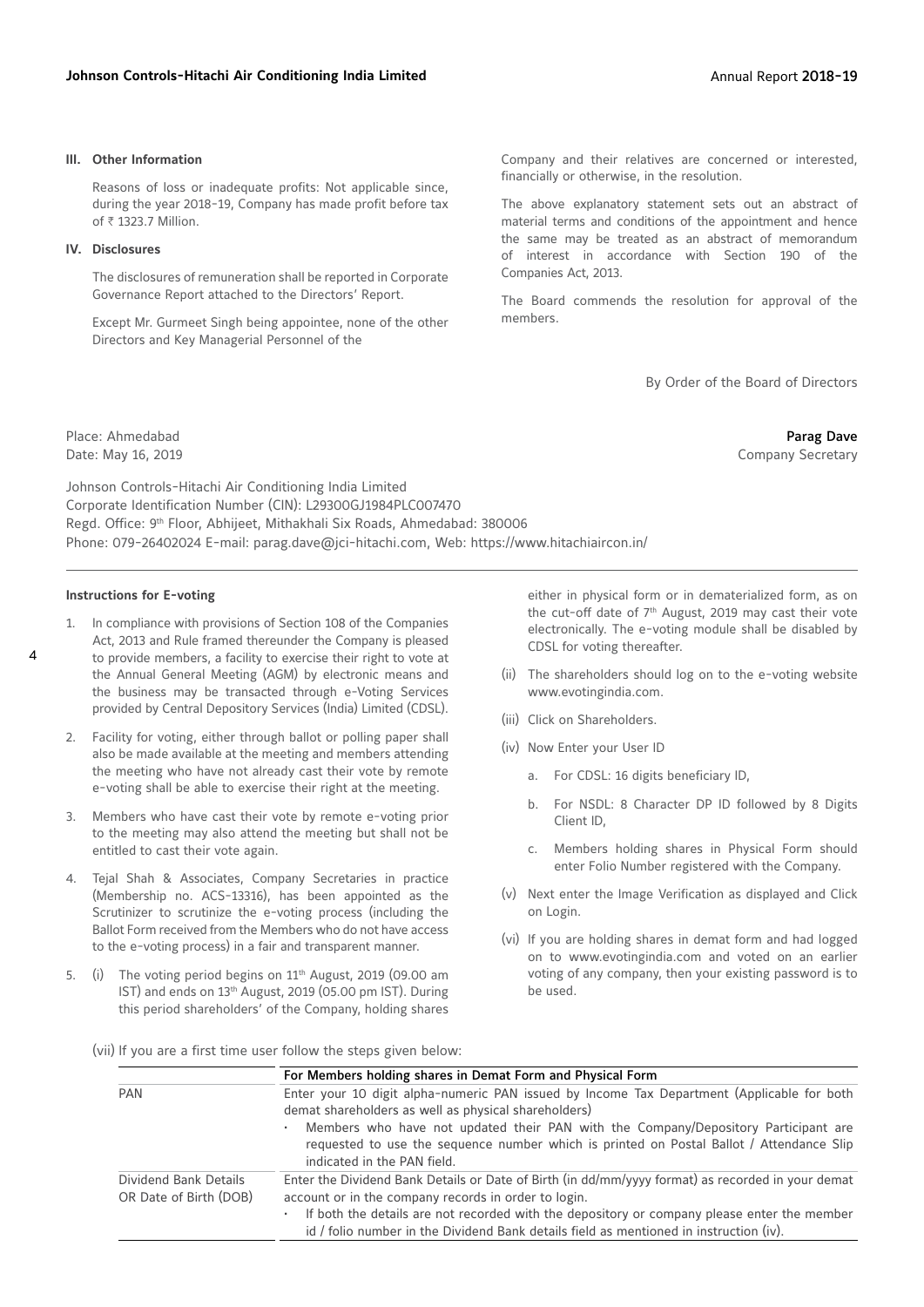### III. Other Information

Reasons of loss or inadequate profits: Not applicable since, during the year 2018-19, Company has made profit before tax of ₹ 1323.7 Million.

### IV. Disclosures

The disclosures of remuneration shall be reported in Corporate Governance Report attached to the Directors' Report.

Except Mr. Gurmeet Singh being appointee, none of the other Directors and Key Managerial Personnel of the Company and their relatives are concerned or interested, financially or otherwise, in the resolution.

The above explanatory statement sets out an abstract of material terms and conditions of the appointment and hence the same may be treated as an abstract of memorandum of interest in accordance with Section 190 of the Companies Act, 2013.

The Board commends the resolution for approval of the members.

By Order of the Board of Directors

Place: Ahmedabad
Date: May 16, 2019

**Parag Dave**
Company Secretary

Johnson Controls-Hitachi Air Conditioning India Limited
Corporate Identification Number (CIN): L29300GJ1984PLC007470
Regd. Office: 9th Floor, Abhijeet, Mithakhali Six Roads, Ahmedabad: 380006
Phone: 079-26402024 E-mail: parag.dave@jci-hitachi.com, Web: https://www.hitachiaircon.in/

---

**Instructions for E-voting**

1. In compliance with provisions of Section 108 of the Companies Act, 2013 and Rule framed thereunder the Company is pleased to provide members, a facility to exercise their right to vote at the Annual General Meeting (AGM) by electronic means and the business may be transacted through e-Voting Services provided by Central Depository Services (India) Limited (CDSL).

2. Facility for voting, either through ballot or polling paper shall also be made available at the meeting and members attending the meeting who have not already cast their vote by remote e-voting shall be able to exercise their right at the meeting.

3. Members who have cast their vote by remote e-voting prior to the meeting may also attend the meeting but shall not be entitled to cast their vote again.

4. Tejal Shah & Associates, Company Secretaries in practice (Membership no. ACS-13316), has been appointed as the Scrutinizer to scrutinize the e-voting process (including the Ballot Form received from the Members who do not have access to the e-voting process) in a fair and transparent manner.

5. (i) The voting period begins on 11th August, 2019 (09.00 am IST) and ends on 13th August, 2019 (05.00 pm IST). During this period shareholders' of the Company, holding shares either in physical form or in dematerialized form, as on the cut-off date of 7th August, 2019 may cast their vote electronically. The e-voting module shall be disabled by CDSL for voting thereafter.

   (ii) The shareholders should log on to the e-voting website www.evotingindia.com.

   (iii) Click on Shareholders.

   (iv) Now Enter your User ID

   a. For CDSL: 16 digits beneficiary ID,

   b. For NSDL: 8 Character DP ID followed by 8 Digits Client ID,

   c. Members holding shares in Physical Form should enter Folio Number registered with the Company.

   (v) Next enter the Image Verification as displayed and Click on Login.

   (vi) If you are holding shares in demat form and had logged on to www.evotingindia.com and voted on an earlier voting of any company, then your existing password is to be used.

   (vii) If you are a first time user follow the steps given below:

| | For Members holding shares in Demat Form and Physical Form |
|---|---|
| PAN | Enter your 10 digit alpha-numeric PAN issued by Income Tax Department (Applicable for both demat shareholders as well as physical shareholders)<br>• Members who have not updated their PAN with the Company/Depository Participant are requested to use the sequence number which is printed on Postal Ballot / Attendance Slip indicated in the PAN field. |
| Dividend Bank Details OR Date of Birth (DOB) | Enter the Dividend Bank Details or Date of Birth (in dd/mm/yyyy format) as recorded in your demat account or in the company records in order to login.<br>• If both the details are not recorded with the depository or company please enter the member id / folio number in the Dividend Bank details field as mentioned in instruction (iv). |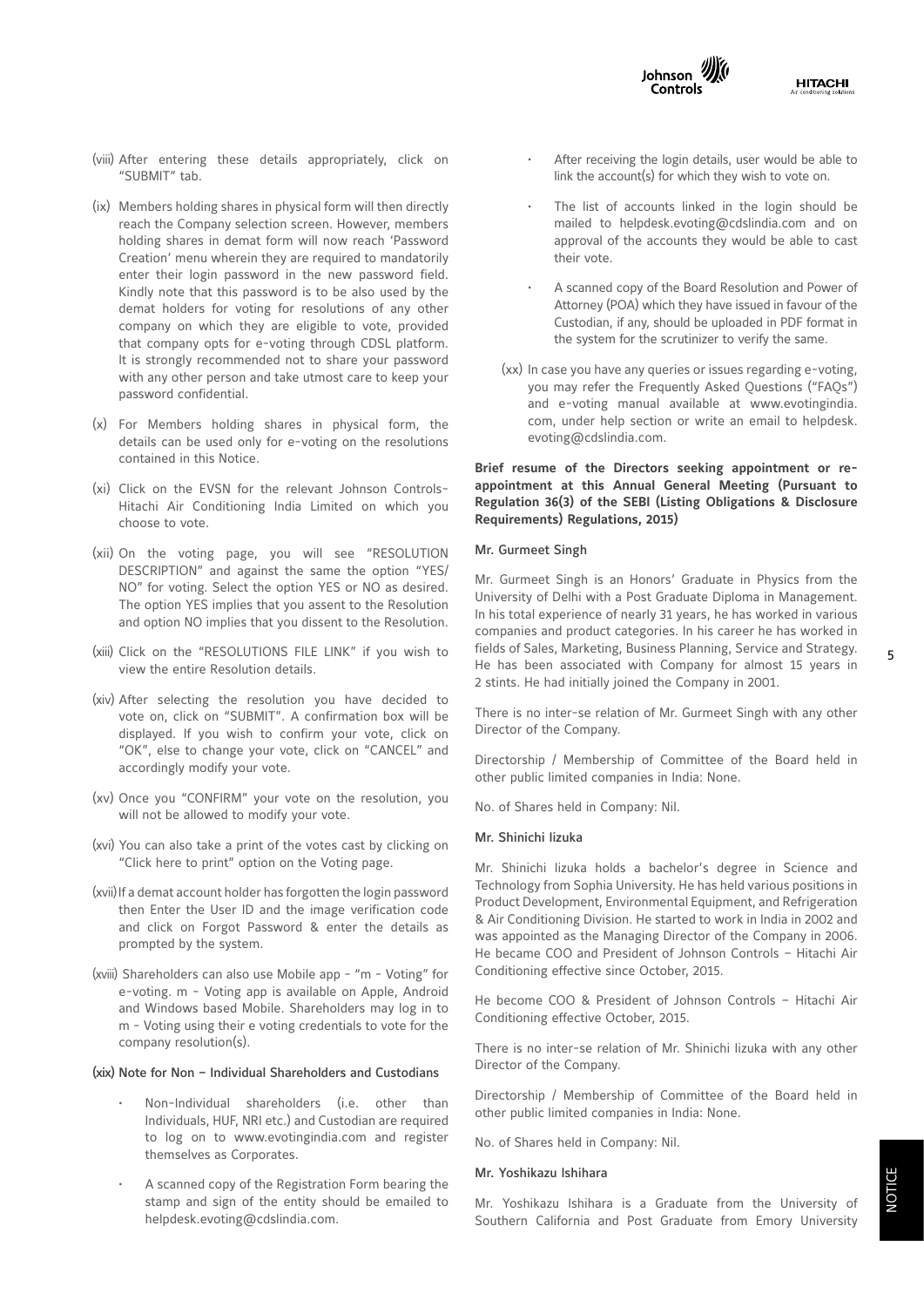(viii) After entering these details appropriately, click on "SUBMIT" tab.

(ix) Members holding shares in physical form will then directly reach the Company selection screen. However, members holding shares in demat form will now reach 'Password Creation' menu wherein they are required to mandatorily enter their login password in the new password field. Kindly note that this password is to be also used by the demat holders for voting for resolutions of any other company on which they are eligible to vote, provided that company opts for e-voting through CDSL platform. It is strongly recommended not to share your password with any other person and take utmost care to keep your password confidential.

(x) For Members holding shares in physical form, the details can be used only for e-voting on the resolutions contained in this Notice.

(xi) Click on the EVSN for the relevant Johnson Controls-Hitachi Air Conditioning India Limited on which you choose to vote.

(xii) On the voting page, you will see "RESOLUTION DESCRIPTION" and against the same the option "YES/NO" for voting. Select the option YES or NO as desired. The option YES implies that you assent to the Resolution and option NO implies that you dissent to the Resolution.

(xiii) Click on the "RESOLUTIONS FILE LINK" if you wish to view the entire Resolution details.

(xiv) After selecting the resolution you have decided to vote on, click on "SUBMIT". A confirmation box will be displayed. If you wish to confirm your vote, click on "OK", else to change your vote, click on "CANCEL" and accordingly modify your vote.

(xv) Once you "CONFIRM" your vote on the resolution, you will not be allowed to modify your vote.

(xvi) You can also take a print of the votes cast by clicking on "Click here to print" option on the Voting page.

(xvii) If a demat account holder has forgotten the login password then Enter the User ID and the image verification code and click on Forgot Password & enter the details as prompted by the system.

(xviii) Shareholders can also use Mobile app - "m - Voting" for e-voting. m - Voting app is available on Apple, Android and Windows based Mobile. Shareholders may log in to m - Voting using their e voting credentials to vote for the company resolution(s).

**(xix) Note for Non – Individual Shareholders and Custodians**

- Non-Individual shareholders (i.e. other than Individuals, HUF, NRI etc.) and Custodian are required to log on to www.evotingindia.com and register themselves as Corporates.
- A scanned copy of the Registration Form bearing the stamp and sign of the entity should be emailed to helpdesk.evoting@cdslindia.com.
- After receiving the login details, user would be able to link the account(s) for which they wish to vote on.
- The list of accounts linked in the login should be mailed to helpdesk.evoting@cdslindia.com and on approval of the accounts they would be able to cast their vote.
- A scanned copy of the Board Resolution and Power of Attorney (POA) which they have issued in favour of the Custodian, if any, should be uploaded in PDF format in the system for the scrutinizer to verify the same.

(xx) In case you have any queries or issues regarding e-voting, you may refer the Frequently Asked Questions ("FAQs") and e-voting manual available at www.evotingindia.com, under help section or write an email to helpdesk.evoting@cdslindia.com.

**Brief resume of the Directors seeking appointment or re-appointment at this Annual General Meeting (Pursuant to Regulation 36(3) of the SEBI (Listing Obligations & Disclosure Requirements) Regulations, 2015)**

**Mr. Gurmeet Singh**

Mr. Gurmeet Singh is an Honors' Graduate in Physics from the University of Delhi with a Post Graduate Diploma in Management. In his total experience of nearly 31 years, he has worked in various companies and product categories. In his career he has worked in fields of Sales, Marketing, Business Planning, Service and Strategy. He has been associated with Company for almost 15 years in 2 stints. He had initially joined the Company in 2001.

There is no inter-se relation of Mr. Gurmeet Singh with any other Director of the Company.

Directorship / Membership of Committee of the Board held in other public limited companies in India: None.

No. of Shares held in Company: Nil.

**Mr. Shinichi Iizuka**

Mr. Shinichi Iizuka holds a bachelor's degree in Science and Technology from Sophia University. He has held various positions in Product Development, Environmental Equipment, and Refrigeration & Air Conditioning Division. He started to work in India in 2002 and was appointed as the Managing Director of the Company in 2006. He became COO and President of Johnson Controls – Hitachi Air Conditioning effective since October, 2015.

He become COO & President of Johnson Controls – Hitachi Air Conditioning effective October, 2015.

There is no inter-se relation of Mr. Shinichi Iizuka with any other Director of the Company.

Directorship / Membership of Committee of the Board held in other public limited companies in India: None.

No. of Shares held in Company: Nil.

**Mr. Yoshikazu Ishihara**

Mr. Yoshikazu Ishihara is a Graduate from the University of Southern California and Post Graduate from Emory University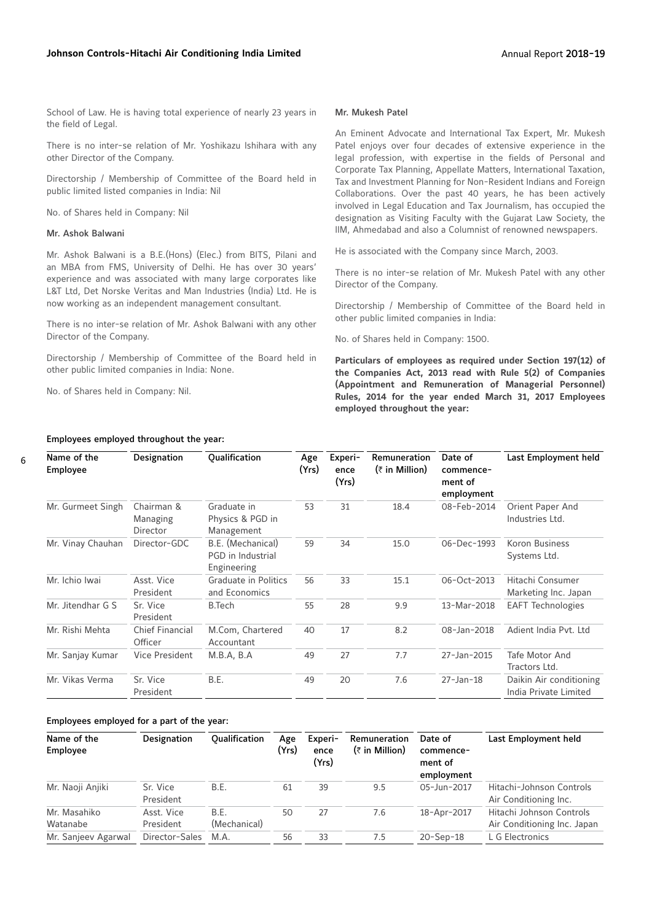School of Law. He is having total experience of nearly 23 years in the field of Legal.

There is no inter-se relation of Mr. Yoshikazu Ishihara with any other Director of the Company.

Directorship / Membership of Committee of the Board held in public limited listed companies in India: Nil

No. of Shares held in Company: Nil

**Mr. Ashok Balwani**

Mr. Ashok Balwani is a B.E.(Hons) (Elec.) from BITS, Pilani and an MBA from FMS, University of Delhi. He has over 30 years' experience and was associated with many large corporates like L&T Ltd, Det Norske Veritas and Man Industries (India) Ltd. He is now working as an independent management consultant.

There is no inter-se relation of Mr. Ashok Balwani with any other Director of the Company.

Directorship / Membership of Committee of the Board held in other public limited companies in India: None.

No. of Shares held in Company: Nil.

**Mr. Mukesh Patel**

An Eminent Advocate and International Tax Expert, Mr. Mukesh Patel enjoys over four decades of extensive experience in the legal profession, with expertise in the fields of Personal and Corporate Tax Planning, Appellate Matters, International Taxation, Tax and Investment Planning for Non-Resident Indians and Foreign Collaborations. Over the past 40 years, he has been actively involved in Legal Education and Tax Journalism, has occupied the designation as Visiting Faculty with the Gujarat Law Society, the IIM, Ahmedabad and also a Columnist of renowned newspapers.

He is associated with the Company since March, 2003.

There is no inter-se relation of Mr. Mukesh Patel with any other Director of the Company.

Directorship / Membership of Committee of the Board held in other public limited companies in India:

No. of Shares held in Company: 1500.

**Particulars of employees as required under Section 197(12) of the Companies Act, 2013 read with Rule 5(2) of Companies (Appointment and Remuneration of Managerial Personnel) Rules, 2014 for the year ended March 31, 2017 Employees employed throughout the year:**

**Employees employed throughout the year:**

| Name of the Employee | Designation | Qualification | Age (Yrs) | Experience (Yrs) | Remuneration (₹ in Million) | Date of commencement of employment | Last Employment held |
|---|---|---|---|---|---|---|---|
| Mr. Gurmeet Singh | Chairman & Managing Director | Graduate in Physics & PGD in Management | 53 | 31 | 18.4 | 08-Feb-2014 | Orient Paper And Industries Ltd. |
| Mr. Vinay Chauhan | Director-GDC | B.E. (Mechanical) PGD in Industrial Engineering | 59 | 34 | 15.0 | 06-Dec-1993 | Koron Business Systems Ltd. |
| Mr. Ichio Iwai | Asst. Vice President | Graduate in Politics and Economics | 56 | 33 | 15.1 | 06-Oct-2013 | Hitachi Consumer Marketing Inc. Japan |
| Mr. Jitendhar G S | Sr. Vice President | B.Tech | 55 | 28 | 9.9 | 13-Mar-2018 | EAFT Technologies |
| Mr. Rishi Mehta | Chief Financial Officer | M.Com, Chartered Accountant | 40 | 17 | 8.2 | 08-Jan-2018 | Adient India Pvt. Ltd |
| Mr. Sanjay Kumar | Vice President | M.B.A, B.A | 49 | 27 | 7.7 | 27-Jan-2015 | Tafe Motor And Tractors Ltd. |
| Mr. Vikas Verma | Sr. Vice President | B.E. | 49 | 20 | 7.6 | 27-Jan-18 | Daikin Air conditioning India Private Limited |

**Employees employed for a part of the year:**

| Name of the Employee | Designation | Qualification | Age (Yrs) | Experience (Yrs) | Remuneration (₹ in Million) | Date of commencement of employment | Last Employment held |
|---|---|---|---|---|---|---|---|
| Mr. Naoji Anjiki | Sr. Vice President | B.E. | 61 | 39 | 9.5 | 05-Jun-2017 | Hitachi-Johnson Controls Air Conditioning Inc. |
| Mr. Masahiko Watanabe | Asst. Vice President | B.E. (Mechanical) | 50 | 27 | 7.6 | 18-Apr-2017 | Hitachi Johnson Controls Air Conditioning Inc. Japan |
| Mr. Sanjeev Agarwal | Director-Sales | M.A. | 56 | 33 | 7.5 | 20-Sep-18 | L G Electronics |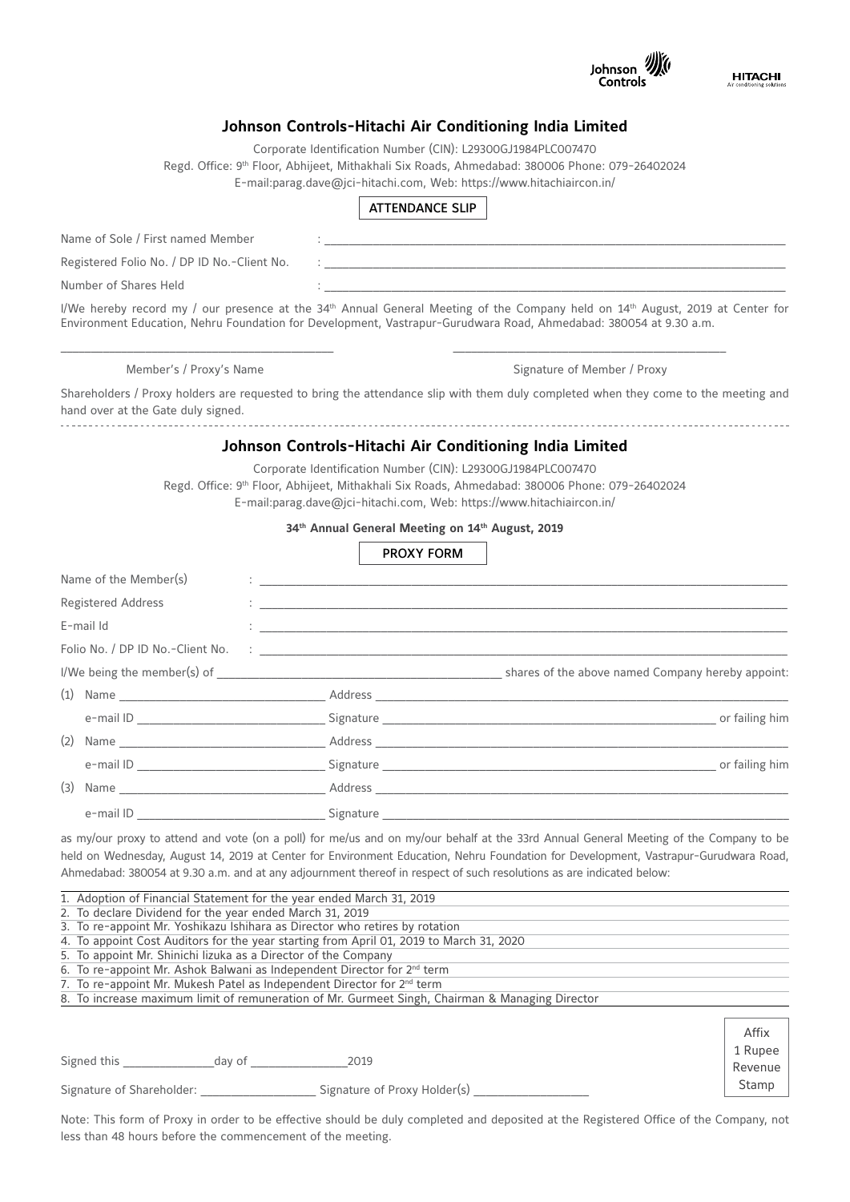Johnson Controls HITACHI Air conditioning solutions

## Johnson Controls-Hitachi Air Conditioning India Limited

Corporate Identification Number (CIN): L29300GJ1984PLC007470

Regd. Office: 9th Floor, Abhijeet, Mithakhali Six Roads, Ahmedabad: 380006 Phone: 079-26402024

E-mail:parag.dave@jci-hitachi.com, Web: https://www.hitachiaircon.in/

### ATTENDANCE SLIP

Name of Sole / First named Member : ____________________

Registered Folio No. / DP ID No.-Client No. : ____________________

Number of Shares Held : ____________________

I/We hereby record my / our presence at the 34th Annual General Meeting of the Company held on 14th August, 2019 at Center for Environment Education, Nehru Foundation for Development, Vastrapur-Gurudwara Road, Ahmedabad: 380054 at 9.30 a.m.

____________________ ____________________

Member's / Proxy's Name Signature of Member / Proxy

Shareholders / Proxy holders are requested to bring the attendance slip with them duly completed when they come to the meeting and hand over at the Gate duly signed.

---

## Johnson Controls-Hitachi Air Conditioning India Limited

Corporate Identification Number (CIN): L29300GJ1984PLC007470

Regd. Office: 9th Floor, Abhijeet, Mithakhali Six Roads, Ahmedabad: 380006 Phone: 079-26402024

E-mail:parag.dave@jci-hitachi.com, Web: https://www.hitachiaircon.in/

**34th Annual General Meeting on 14th August, 2019**

### PROXY FORM

Name of the Member(s) : ____________________

Registered Address : ____________________

E-mail Id : ____________________

Folio No. / DP ID No.-Client No. : ____________________

I/We being the member(s) of ____________________ shares of the above named Company hereby appoint:

(1) Name ____________________ Address ____________________

e-mail ID ____________________ Signature ____________________ or failing him

(2) Name ____________________ Address ____________________

e-mail ID ____________________ Signature ____________________ or failing him

(3) Name ____________________ Address ____________________

e-mail ID ____________________ Signature ____________________

as my/our proxy to attend and vote (on a poll) for me/us and on my/our behalf at the 33rd Annual General Meeting of the Company to be held on Wednesday, August 14, 2019 at Center for Environment Education, Nehru Foundation for Development, Vastrapur-Gurudwara Road, Ahmedabad: 380054 at 9.30 a.m. and at any adjournment thereof in respect of such resolutions as are indicated below:

1. Adoption of Financial Statement for the year ended March 31, 2019
2. To declare Dividend for the year ended March 31, 2019
3. To re-appoint Mr. Yoshikazu Ishihara as Director who retires by rotation
4. To appoint Cost Auditors for the year starting from April 01, 2019 to March 31, 2020
5. To appoint Mr. Shinichi Iizuka as a Director of the Company
6. To re-appoint Mr. Ashok Balwani as Independent Director for 2nd term
7. To re-appoint Mr. Mukesh Patel as Independent Director for 2nd term
8. To increase maximum limit of remuneration of Mr. Gurmeet Singh, Chairman & Managing Director

Signed this ____________ day of ____________ 2019

Signature of Shareholder: ____________ Signature of Proxy Holder(s) ____________

Affix 1 Rupee Revenue Stamp

Note: This form of Proxy in order to be effective should be duly completed and deposited at the Registered Office of the Company, not less than 48 hours before the commencement of the meeting.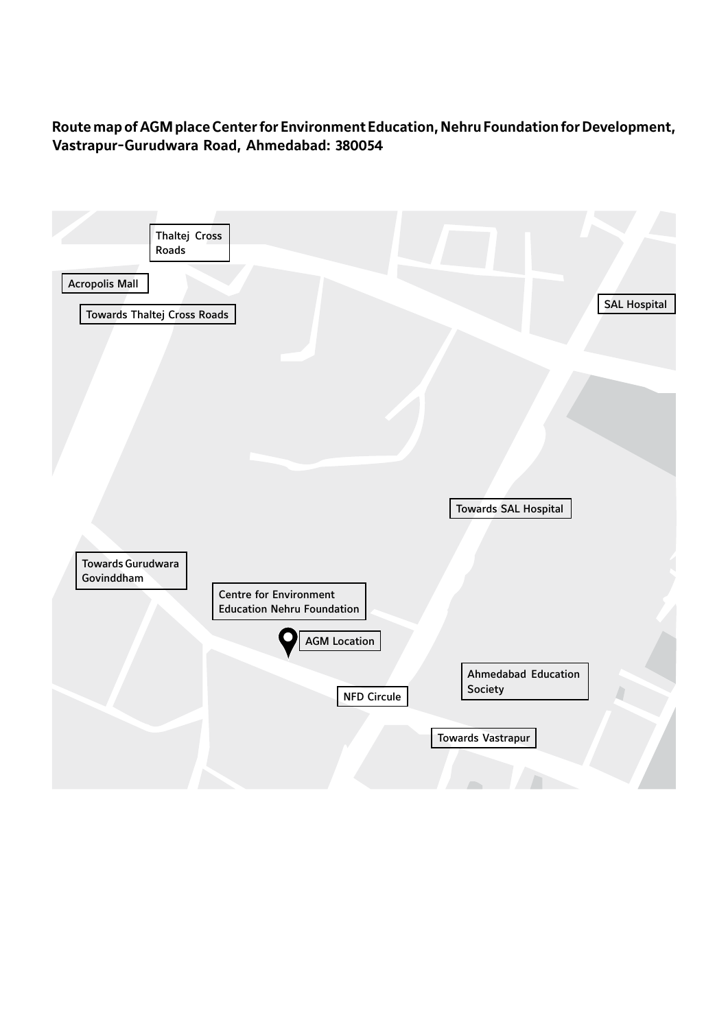**Route map of AGM place Center for Environment Education, Nehru Foundation for Development, Vastrapur-Gurudwara Road, Ahmedabad: 380054**

Thaltej Cross Roads

Acropolis Mall

Towards Thaltej Cross Roads

SAL Hospital

Towards SAL Hospital

Towards Gurudwara Govinddham

Centre for Environment Education Nehru Foundation

AGM Location

Ahmedabad Education Society

NFD Circule

Towards Vastrapur